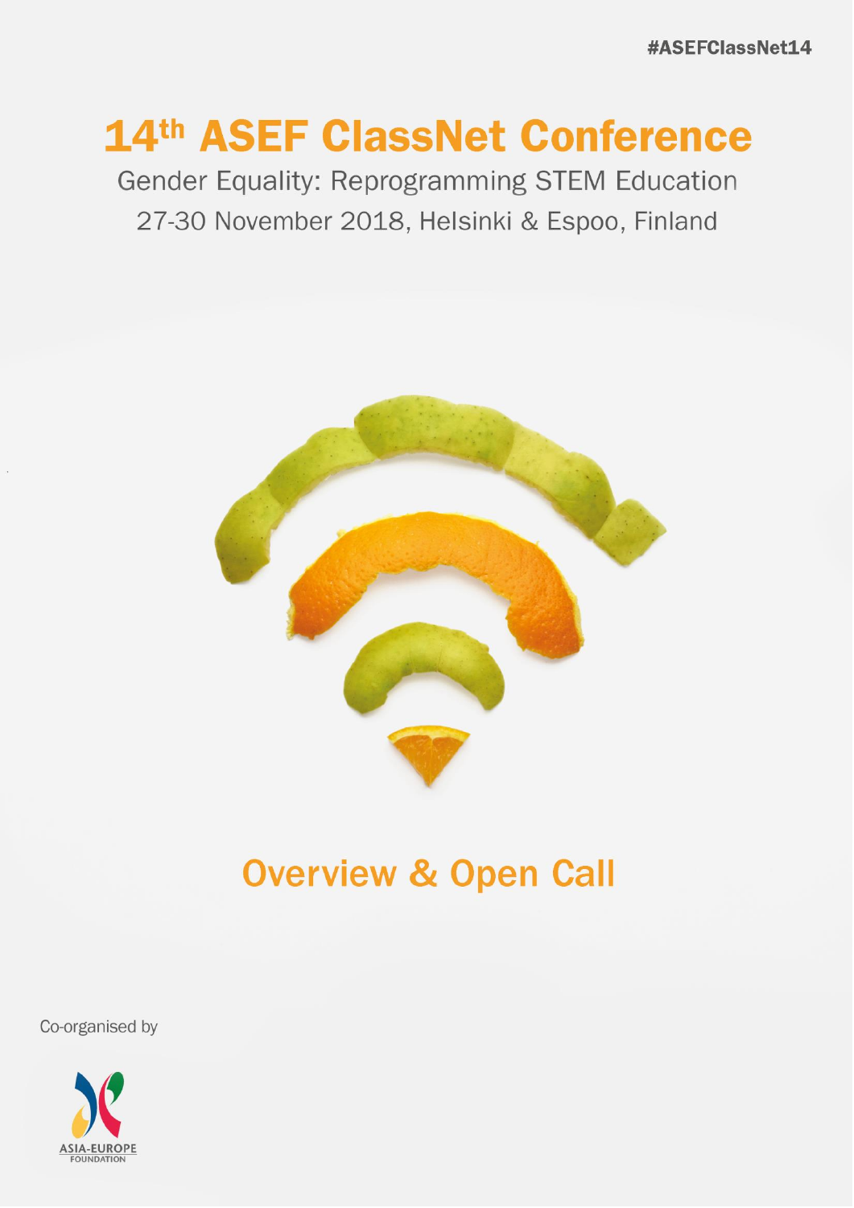#ASEFClassNet14

# 14th ASEF ClassNet Conference

Gender Equality: Reprogramming STEM Education

27-30 November 2018, Helsinki & Espoo, Finland

## Overview & Open Call

Co-organised by

ASIA-EUROPE FOUNDATION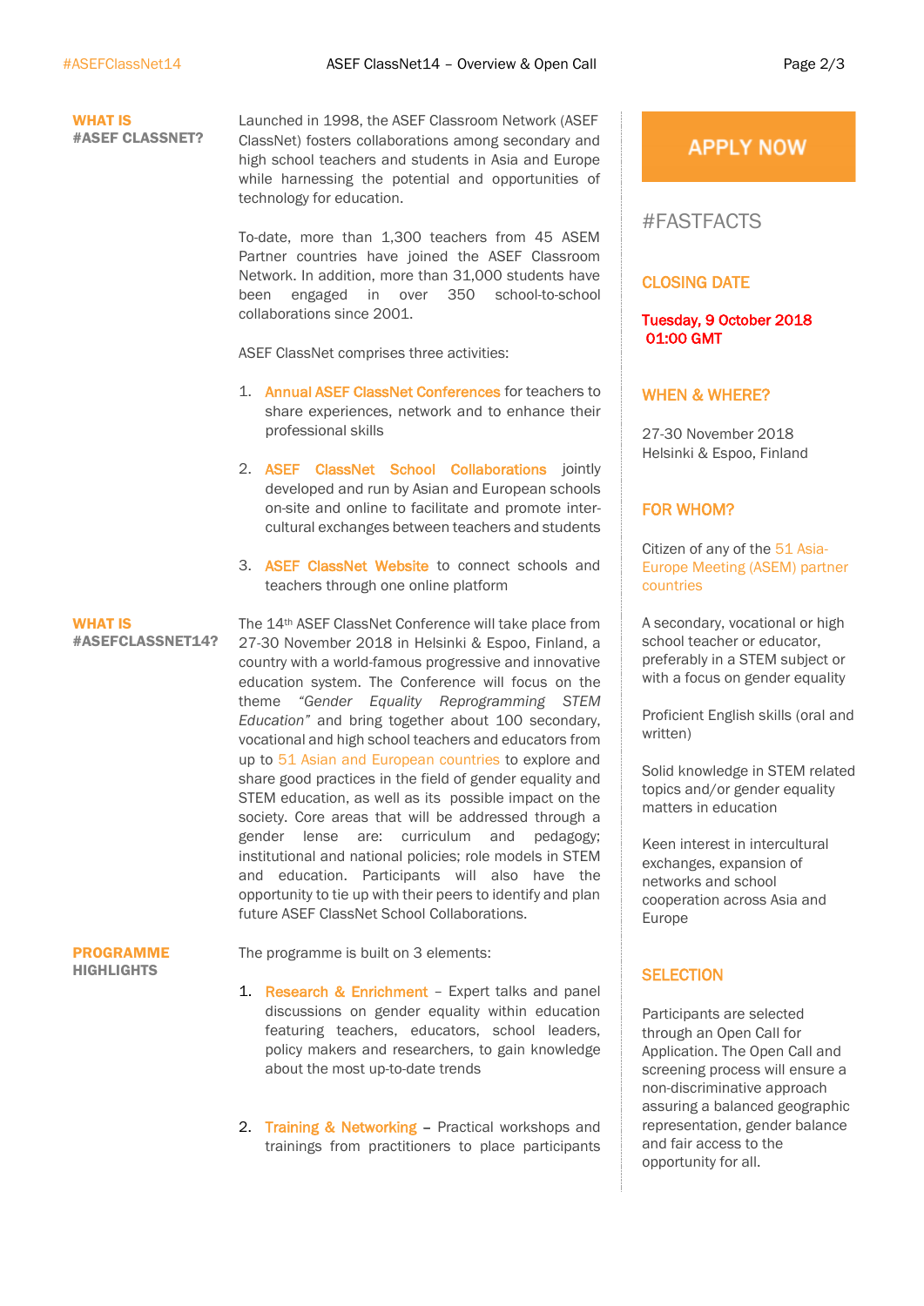## WHAT IS #ASEF CLASSNET?

Launched in 1998, the ASEF Classroom Network (ASEF ClassNet) fosters collaborations among secondary and high school teachers and students in Asia and Europe while harnessing the potential and opportunities of technology for education.

To-date, more than 1,300 teachers from 45 ASEM Partner countries have joined the ASEF Classroom Network. In addition, more than 31,000 students have been engaged in over 350 school-to-school collaborations since 2001.

ASEF ClassNet comprises three activities:

1. Annual ASEF ClassNet Conferences for teachers to share experiences, network and to enhance their professional skills
2. ASEF ClassNet School Collaborations jointly developed and run by Asian and European schools on-site and online to facilitate and promote inter-cultural exchanges between teachers and students
3. ASEF ClassNet Website to connect schools and teachers through one online platform

## WHAT IS #ASEFCLASSNET14?

The 14th ASEF ClassNet Conference will take place from 27-30 November 2018 in Helsinki & Espoo, Finland, a country with a world-famous progressive and innovative education system. The Conference will focus on the theme *"Gender Equality Reprogramming STEM Education"* and bring together about 100 secondary, vocational and high school teachers and educators from up to 51 Asian and European countries to explore and share good practices in the field of gender equality and STEM education, as well as its possible impact on the society. Core areas that will be addressed through a gender lense are: curriculum and pedagogy; institutional and national policies; role models in STEM and education. Participants will also have the opportunity to tie up with their peers to identify and plan future ASEF ClassNet School Collaborations.

## PROGRAMME HIGHLIGHTS

The programme is built on 3 elements:

1. Research & Enrichment – Expert talks and panel discussions on gender equality within education featuring teachers, educators, school leaders, policy makers and researchers, to gain knowledge about the most up-to-date trends
2. Training & Networking – Practical workshops and trainings from practitioners to place participants

**APPLY NOW**

## #FASTFACTS

### CLOSING DATE

**Tuesday, 9 October 2018 01:00 GMT**

### WHEN & WHERE?

27-30 November 2018
Helsinki & Espoo, Finland

### FOR WHOM?

Citizen of any of the 51 Asia-Europe Meeting (ASEM) partner countries

A secondary, vocational or high school teacher or educator, preferably in a STEM subject or with a focus on gender equality

Proficient English skills (oral and written)

Solid knowledge in STEM related topics and/or gender equality matters in education

Keen interest in intercultural exchanges, expansion of networks and school cooperation across Asia and Europe

### SELECTION

Participants are selected through an Open Call for Application. The Open Call and screening process will ensure a non-discriminative approach assuring a balanced geographic representation, gender balance and fair access to the opportunity for all.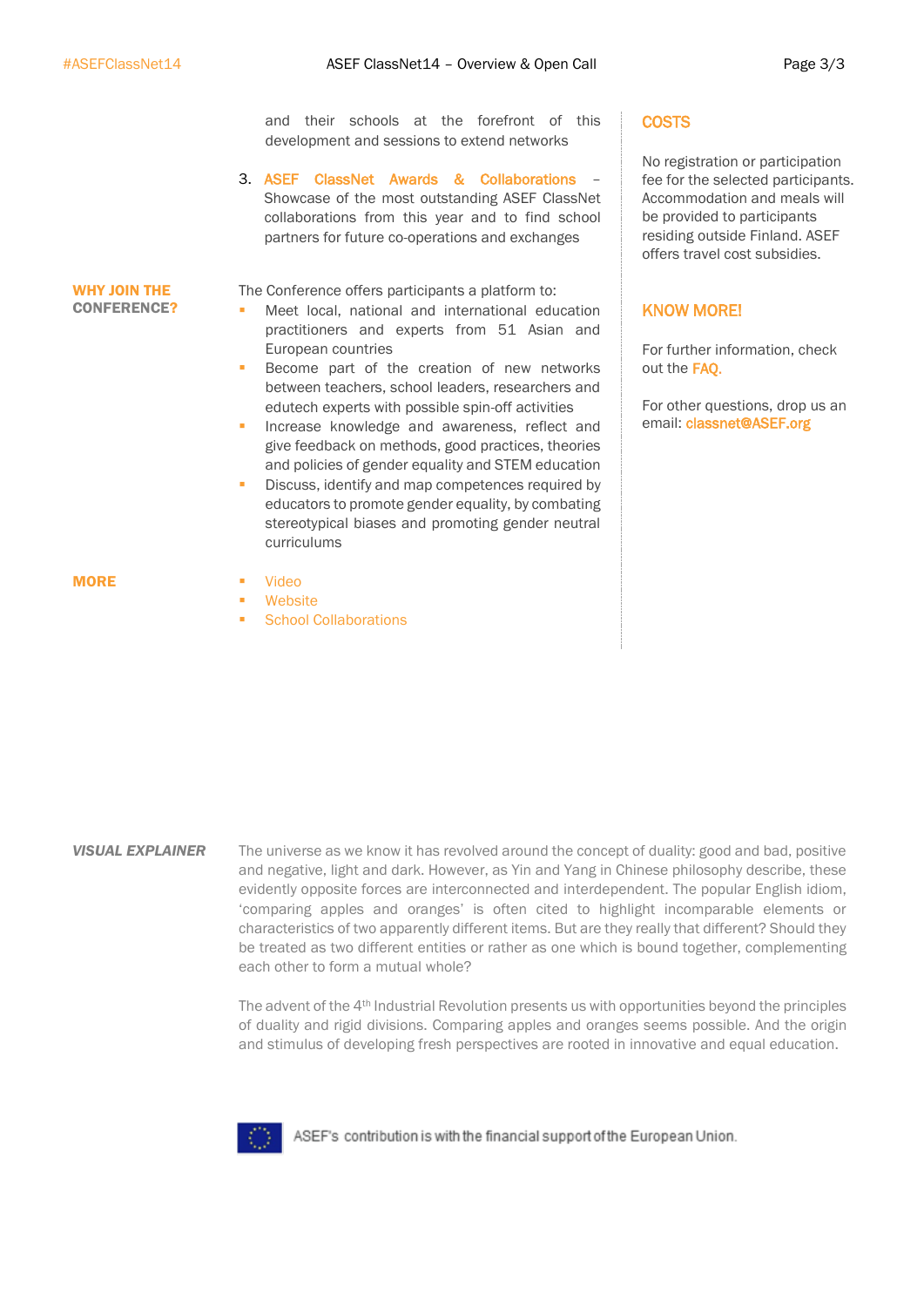and their schools at the forefront of this development and sessions to extend networks

3. ASEF ClassNet Awards & Collaborations – Showcase of the most outstanding ASEF ClassNet collaborations from this year and to find school partners for future co-operations and exchanges

**WHY JOIN THE CONFERENCE?**

The Conference offers participants a platform to:

- Meet local, national and international education practitioners and experts from 51 Asian and European countries
- Become part of the creation of new networks between teachers, school leaders, researchers and edutech experts with possible spin-off activities
- Increase knowledge and awareness, reflect and give feedback on methods, good practices, theories and policies of gender equality and STEM education
- Discuss, identify and map competences required by educators to promote gender equality, by combating stereotypical biases and promoting gender neutral curriculums

**MORE**

- Video
- Website
- School Collaborations

## COSTS

No registration or participation fee for the selected participants. Accommodation and meals will be provided to participants residing outside Finland. ASEF offers travel cost subsidies.

## KNOW MORE!

For further information, check out the FAQ.

For other questions, drop us an email: classnet@ASEF.org

***VISUAL EXPLAINER***

The universe as we know it has revolved around the concept of duality: good and bad, positive and negative, light and dark. However, as Yin and Yang in Chinese philosophy describe, these evidently opposite forces are interconnected and interdependent. The popular English idiom, 'comparing apples and oranges' is often cited to highlight incomparable elements or characteristics of two apparently different items. But are they really that different? Should they be treated as two different entities or rather as one which is bound together, complementing each other to form a mutual whole?

The advent of the 4th Industrial Revolution presents us with opportunities beyond the principles of duality and rigid divisions. Comparing apples and oranges seems possible. And the origin and stimulus of developing fresh perspectives are rooted in innovative and equal education.

ASEF's contribution is with the financial support of the European Union.